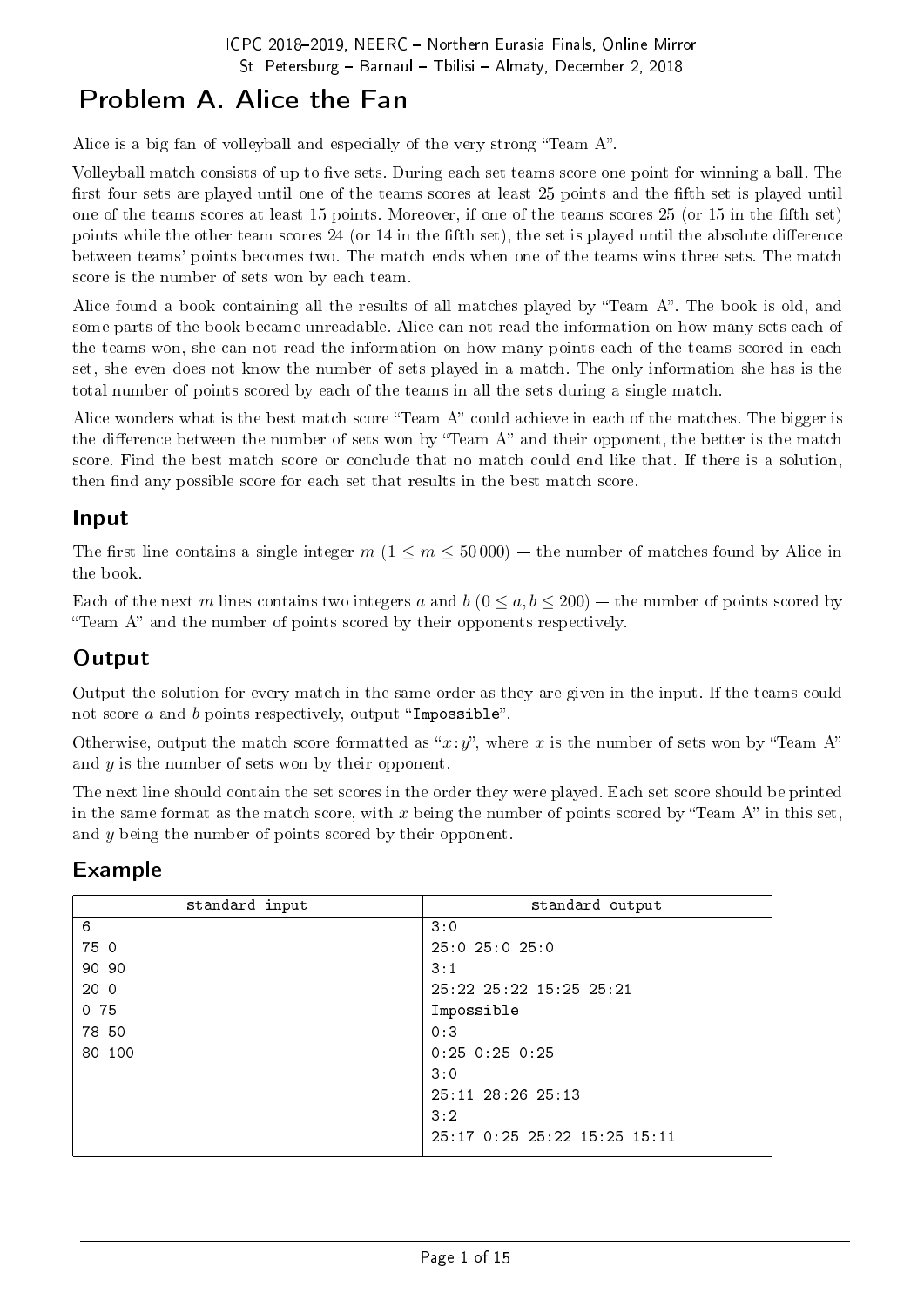# Problem A. Alice the Fan

Alice is a big fan of volleyball and especially of the very strong "Team A".

Volleyball match consists of up to five sets. During each set teams score one point for winning a ball. The first four sets are played until one of the teams scores at least 25 points and the fifth set is played until one of the teams scores at least 15 points. Moreover, if one of the teams scores 25 (or 15 in the fifth set) points while the other team scores 24 (or 14 in the fifth set), the set is played until the absolute difference between teams' points becomes two. The match ends when one of the teams wins three sets. The match score is the number of sets won by each team.

Alice found a book containing all the results of all matches played by "Team A". The book is old, and some parts of the book became unreadable. Alice can not read the information on how many sets each of the teams won, she can not read the information on how many points each of the teams scored in each set, she even does not know the number of sets played in a match. The only information she has is the total number of points scored by each of the teams in all the sets during a single match.

Alice wonders what is the best match score "Team A" could achieve in each of the matches. The bigger is the difference between the number of sets won by "Team A" and their opponent, the better is the match score. Find the best match score or conclude that no match could end like that. If there is a solution, then find any possible score for each set that results in the best match score.

## Input

The first line contains a single integer $m$ ($1 \le m \le 50\,000$) — the number of matches found by Alice in the book.

Each of the next $m$ lines contains two integers $a$ and $b$ ($0 \le a, b \le 200$) — the number of points scored by "Team A" and the number of points scored by their opponents respectively.

## Output

Output the solution for every match in the same order as they are given in the input. If the teams could not score $a$ and $b$ points respectively, output "Impossible".

Otherwise, output the match score formatted as "$x$:$y$", where $x$ is the number of sets won by "Team A" and $y$ is the number of sets won by their opponent.

The next line should contain the set scores in the order they were played. Each set score should be printed in the same format as the match score, with $x$ being the number of points scored by "Team A" in this set, and $y$ being the number of points scored by their opponent.

## Example

| standard input | standard output |
|---|---|
| 6<br>75 0<br>90 90<br>20 0<br>0 75<br>78 50<br>80 100 | 3:0<br>25:0 25:0 25:0<br>3:1<br>25:22 25:22 15:25 25:21<br>Impossible<br>0:3<br>0:25 0:25 0:25<br>3:0<br>25:11 28:26 25:13<br>3:2<br>25:17 0:25 25:22 15:25 15:11 |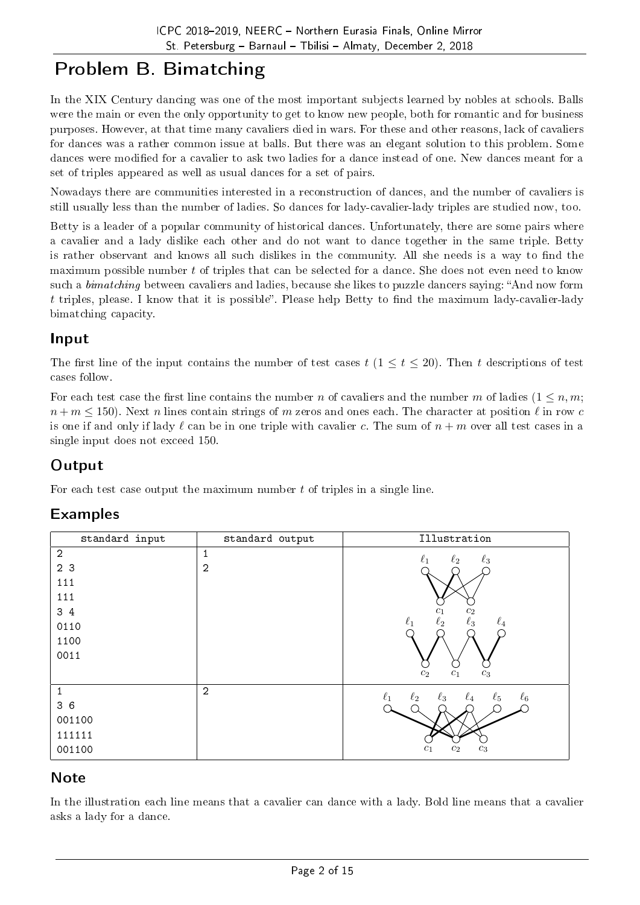# Problem B. Bimatching

In the XIX Century dancing was one of the most important subjects learned by nobles at schools. Balls were the main or even the only opportunity to get to know new people, both for romantic and for business purposes. However, at that time many cavaliers died in wars. For these and other reasons, lack of cavaliers for dances was a rather common issue at balls. But there was an elegant solution to this problem. Some dances were modified for a cavalier to ask two ladies for a dance instead of one. New dances meant for a set of triples appeared as well as usual dances for a set of pairs.

Nowadays there are communities interested in a reconstruction of dances, and the number of cavaliers is still usually less than the number of ladies. So dances for lady-cavalier-lady triples are studied now, too.

Betty is a leader of a popular community of historical dances. Unfortunately, there are some pairs where a cavalier and a lady dislike each other and do not want to dance together in the same triple. Betty is rather observant and knows all such dislikes in the community. All she needs is a way to find the maximum possible number $t$ of triples that can be selected for a dance. She does not even need to know such a *bimatching* between cavaliers and ladies, because she likes to puzzle dancers saying: "And now form $t$ triples, please. I know that it is possible". Please help Betty to find the maximum lady-cavalier-lady bimatching capacity.

## Input

The first line of the input contains the number of test cases $t$ ($1 \le t \le 20$). Then $t$ descriptions of test cases follow.

For each test case the first line contains the number $n$ of cavaliers and the number $m$ of ladies ($1 \le n, m$; $n + m \le 150$). Next $n$ lines contain strings of $m$ zeros and ones each. The character at position $\ell$ in row $c$ is one if and only if lady $\ell$ can be in one triple with cavalier $c$. The sum of $n + m$ over all test cases in a single input does not exceed 150.

## Output

For each test case output the maximum number $t$ of triples in a single line.

## Examples

| standard input | standard output | Illustration |
|---|---|---|
| 2<br>2 3<br>111<br>111<br>3 4<br>0110<br>1100<br>0011 | 1<br>2 | |
| 1<br>3 6<br>001100<br>111111<br>001100 | 2 | |

## Note

In the illustration each line means that a cavalier can dance with a lady. Bold line means that a cavalier asks a lady for a dance.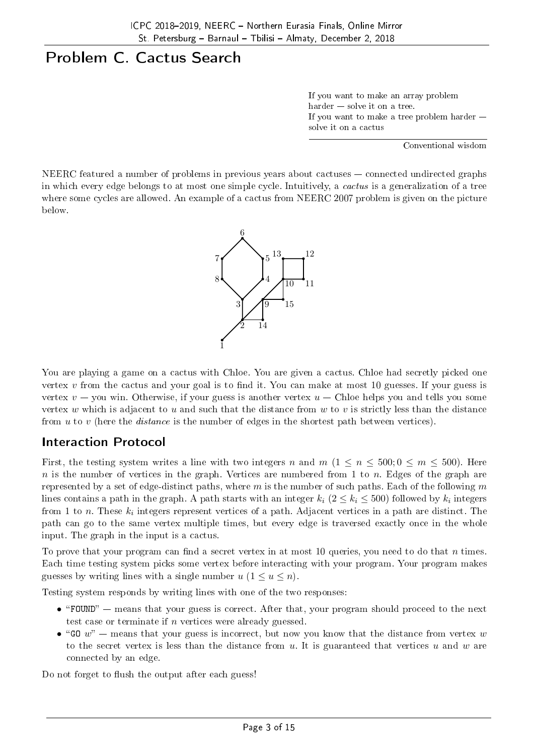# Problem C. Cactus Search

> If you want to make an array problem harder — solve it on a tree.
> If you want to make a tree problem harder — solve it on a cactus
>
> Conventional wisdom

NEERC featured a number of problems in previous years about cactuses — connected undirected graphs in which every edge belongs to at most one simple cycle. Intuitively, a *cactus* is a generalization of a tree where some cycles are allowed. An example of a cactus from NEERC 2007 problem is given on the picture below.

You are playing a game on a cactus with Chloe. You are given a cactus. Chloe had secretly picked one vertex $v$ from the cactus and your goal is to find it. You can make at most 10 guesses. If your guess is vertex $v$ — you win. Otherwise, if your guess is another vertex $u$ — Chloe helps you and tells you some vertex $w$ which is adjacent to $u$ and such that the distance from $w$ to $v$ is strictly less than the distance from $u$ to $v$ (here the *distance* is the number of edges in the shortest path between vertices).

## Interaction Protocol

First, the testing system writes a line with two integers $n$ and $m$ ($1 \le n \le 500; 0 \le m \le 500$). Here $n$ is the number of vertices in the graph. Vertices are numbered from 1 to $n$. Edges of the graph are represented by a set of edge-distinct paths, where $m$ is the number of such paths. Each of the following $m$ lines contains a path in the graph. A path starts with an integer $k_i$ ($2 \le k_i \le 500$) followed by $k_i$ integers from 1 to $n$. These $k_i$ integers represent vertices of a path. Adjacent vertices in a path are distinct. The path can go to the same vertex multiple times, but every edge is traversed exactly once in the whole input. The graph in the input is a cactus.

To prove that your program can find a secret vertex in at most 10 queries, you need to do that $n$ times. Each time testing system picks some vertex before interacting with your program. Your program makes guesses by writing lines with a single number $u$ ($1 \le u \le n$).

Testing system responds by writing lines with one of the two responses:

- "FOUND" — means that your guess is correct. After that, your program should proceed to the next test case or terminate if $n$ vertices were already guessed.
- "GO $w$" — means that your guess is incorrect, but now you know that the distance from vertex $w$ to the secret vertex is less than the distance from $u$. It is guaranteed that vertices $u$ and $w$ are connected by an edge.

Do not forget to flush the output after each guess!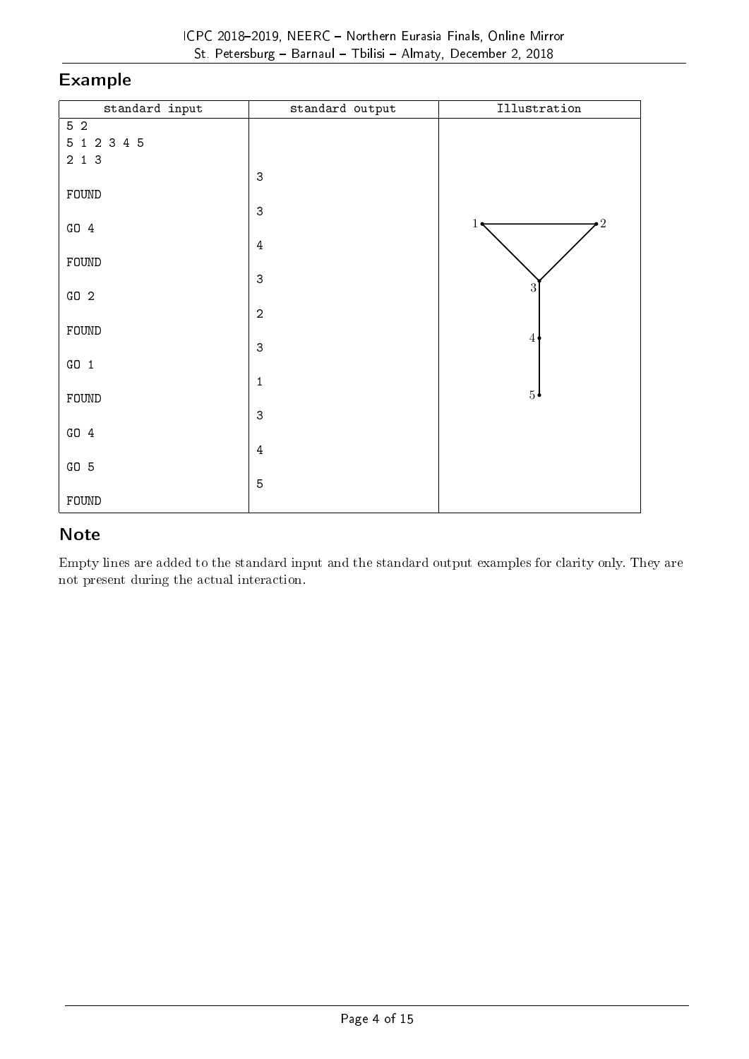## Example

| standard input | standard output | Illustration |
|---|---|---|
| 5 2<br>5 1 2 3 4 5<br>2 1 3<br><br>FOUND<br><br>GO 4<br><br>FOUND<br><br>GO 2<br><br>FOUND<br><br>GO 1<br><br>FOUND<br><br>GO 4<br><br>GO 5<br><br>FOUND | <br><br><br>3<br><br>3<br><br>4<br><br>3<br><br>2<br><br>3<br><br>1<br><br>3<br><br>4<br><br>5 | |

## Note

Empty lines are added to the standard input and the standard output examples for clarity only. They are not present during the actual interaction.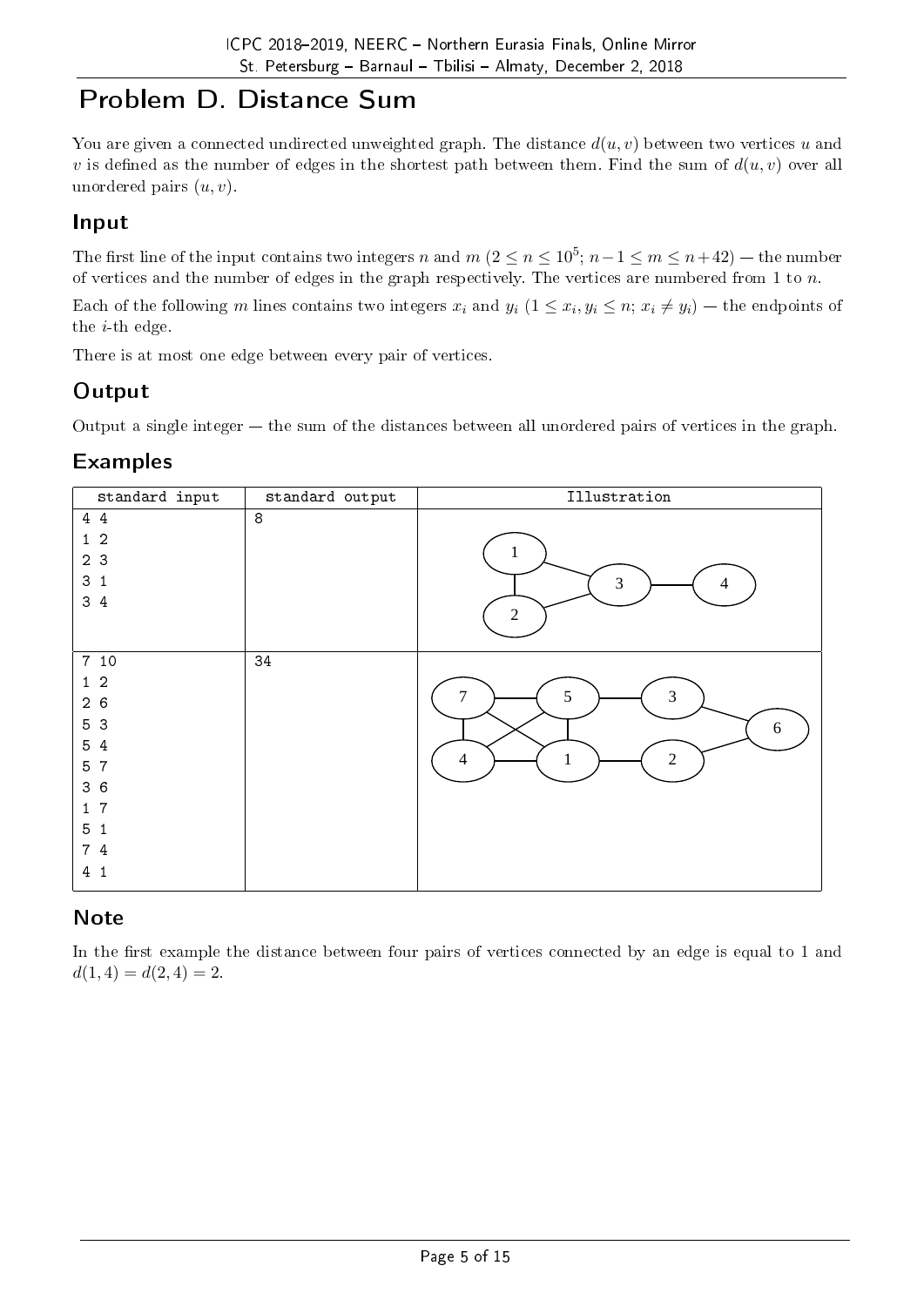# Problem D. Distance Sum

You are given a connected undirected unweighted graph. The distance $d(u, v)$ between two vertices $u$ and $v$ is defined as the number of edges in the shortest path between them. Find the sum of $d(u, v)$ over all unordered pairs $(u, v)$.

## Input

The first line of the input contains two integers $n$ and $m$ ($2 \le n \le 10^5$; $n-1 \le m \le n+42$) — the number of vertices and the number of edges in the graph respectively. The vertices are numbered from 1 to $n$.

Each of the following $m$ lines contains two integers $x_i$ and $y_i$ ($1 \le x_i, y_i \le n$; $x_i \ne y_i$) — the endpoints of the $i$-th edge.

There is at most one edge between every pair of vertices.

## Output

Output a single integer — the sum of the distances between all unordered pairs of vertices in the graph.

## Examples

| standard input | standard output | Illustration |
|---|---|---|
| 4 4<br>1 2<br>2 3<br>3 1<br>3 4 | 8 | |
| 7 10<br>1 2<br>2 6<br>5 3<br>5 4<br>5 7<br>3 6<br>1 7<br>5 1<br>7 4<br>4 1 | 34 | |

## Note

In the first example the distance between four pairs of vertices connected by an edge is equal to 1 and $d(1, 4) = d(2, 4) = 2$.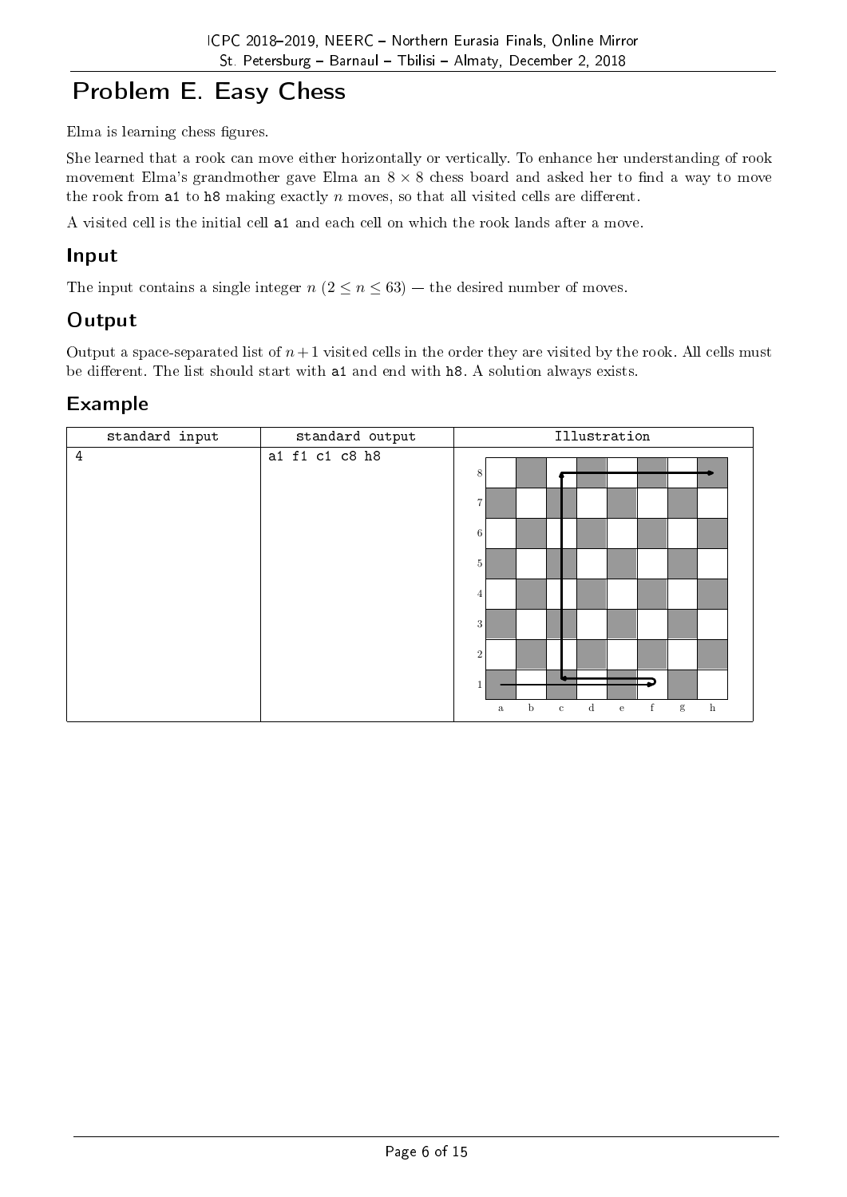# Problem E. Easy Chess

Elma is learning chess figures.

She learned that a rook can move either horizontally or vertically. To enhance her understanding of rook movement Elma's grandmother gave Elma an $8 \times 8$ chess board and asked her to find a way to move the rook from a1 to h8 making exactly $n$ moves, so that all visited cells are different.

A visited cell is the initial cell a1 and each cell on which the rook lands after a move.

## Input

The input contains a single integer $n$ ($2 \le n \le 63$) — the desired number of moves.

## Output

Output a space-separated list of $n+1$ visited cells in the order they are visited by the rook. All cells must be different. The list should start with a1 and end with h8. A solution always exists.

## Example

| standard input | standard output | Illustration |
|---|---|---|
| 4 | a1 f1 c1 c8 h8 | |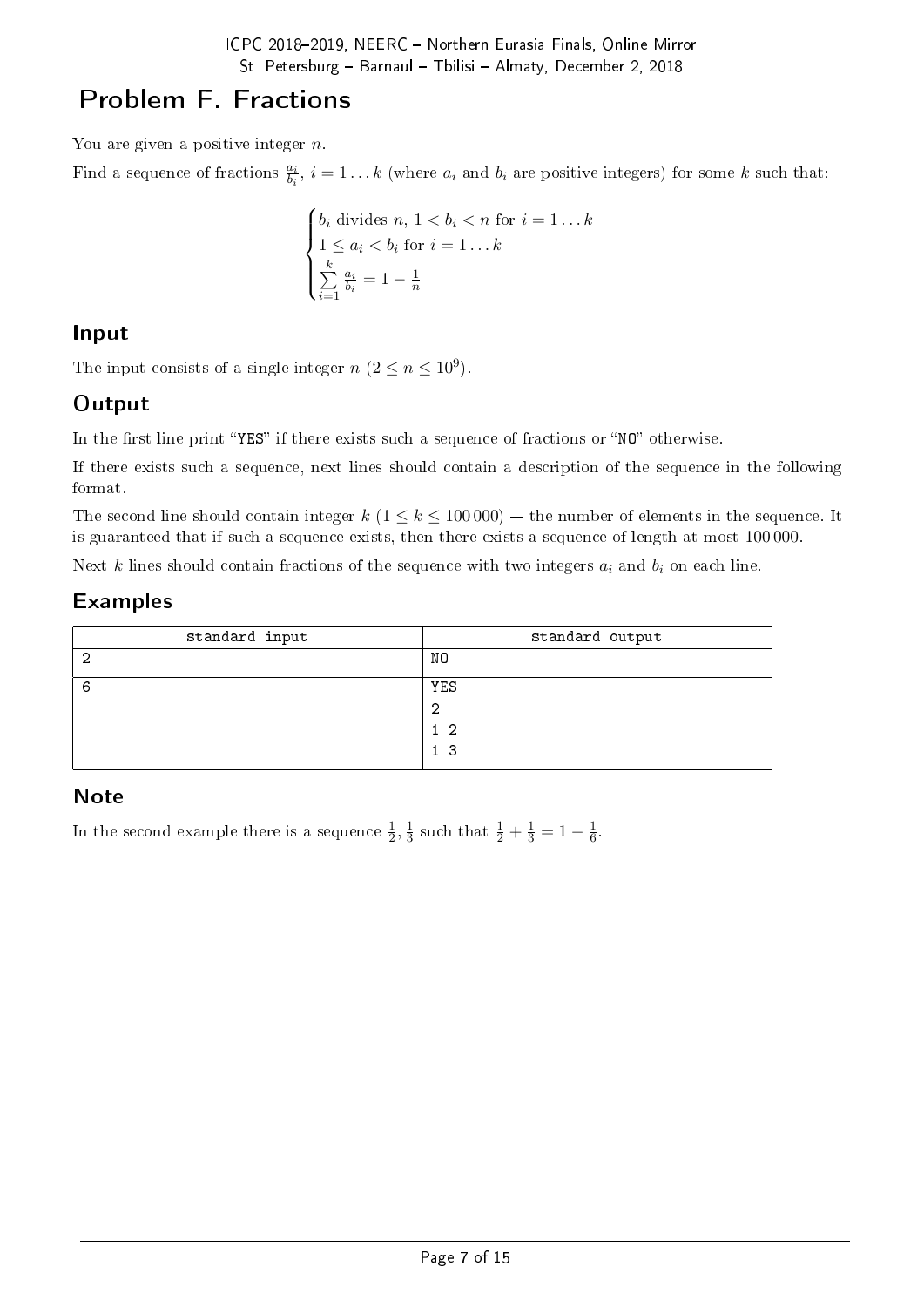# Problem F. Fractions

You are given a positive integer $n$.

Find a sequence of fractions $\frac{a_i}{b_i}$, $i = 1 \ldots k$ (where $a_i$ and $b_i$ are positive integers) for some $k$ such that:

$$\begin{cases} b_i \text{ divides } n,\ 1 < b_i < n \text{ for } i = 1 \ldots k \\ 1 \le a_i < b_i \text{ for } i = 1 \ldots k \\ \sum\limits_{i=1}^{k} \frac{a_i}{b_i} = 1 - \frac{1}{n} \end{cases}$$

## Input

The input consists of a single integer $n$ ($2 \le n \le 10^9$).

## Output

In the first line print "YES" if there exists such a sequence of fractions or "NO" otherwise.

If there exists such a sequence, next lines should contain a description of the sequence in the following format.

The second line should contain integer $k$ ($1 \le k \le 100\,000$) — the number of elements in the sequence. It is guaranteed that if such a sequence exists, then there exists a sequence of length at most $100\,000$.

Next $k$ lines should contain fractions of the sequence with two integers $a_i$ and $b_i$ on each line.

## Examples

| standard input | standard output |
| --- | --- |
| 2 | NO |
| 6 | YES<br>2<br>1 2<br>1 3 |

## Note

In the second example there is a sequence $\frac{1}{2}, \frac{1}{3}$ such that $\frac{1}{2} + \frac{1}{3} = 1 - \frac{1}{6}$.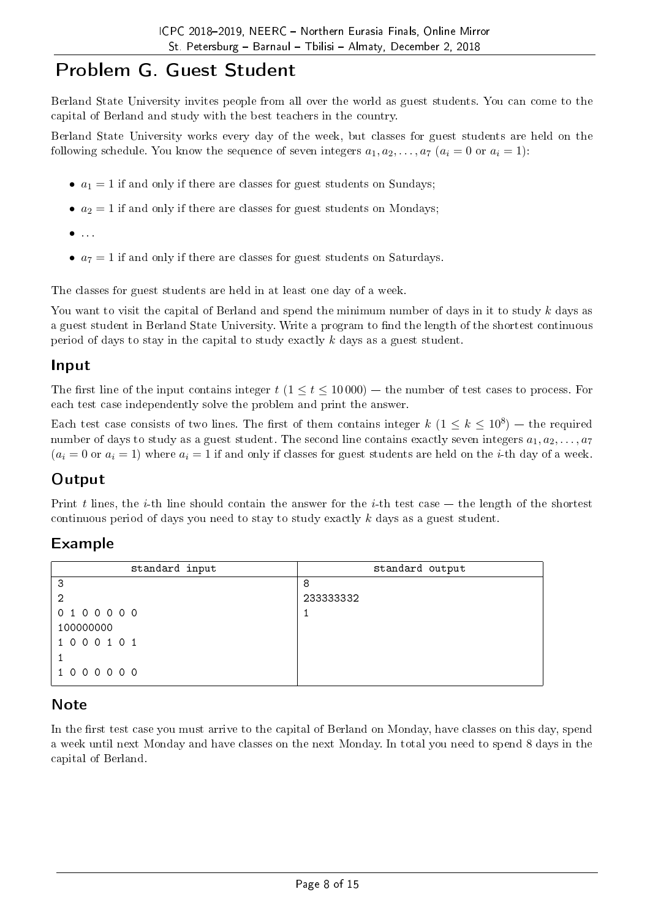# Problem G. Guest Student

Berland State University invites people from all over the world as guest students. You can come to the capital of Berland and study with the best teachers in the country.

Berland State University works every day of the week, but classes for guest students are held on the following schedule. You know the sequence of seven integers $a_1, a_2, \ldots, a_7$ ($a_i = 0$ or $a_i = 1$):

- $a_1 = 1$ if and only if there are classes for guest students on Sundays;
- $a_2 = 1$ if and only if there are classes for guest students on Mondays;
- ...
- $a_7 = 1$ if and only if there are classes for guest students on Saturdays.

The classes for guest students are held in at least one day of a week.

You want to visit the capital of Berland and spend the minimum number of days in it to study $k$ days as a guest student in Berland State University. Write a program to find the length of the shortest continuous period of days to stay in the capital to study exactly $k$ days as a guest student.

## Input

The first line of the input contains integer $t$ ($1 \le t \le 10\,000$) — the number of test cases to process. For each test case independently solve the problem and print the answer.

Each test case consists of two lines. The first of them contains integer $k$ ($1 \le k \le 10^8$) — the required number of days to study as a guest student. The second line contains exactly seven integers $a_1, a_2, \ldots, a_7$ ($a_i = 0$ or $a_i = 1$) where $a_i = 1$ if and only if classes for guest students are held on the $i$-th day of a week.

## Output

Print $t$ lines, the $i$-th line should contain the answer for the $i$-th test case — the length of the shortest continuous period of days you need to stay to study exactly $k$ days as a guest student.

## Example

| standard input | standard output |
| --- | --- |
| 3<br>2<br>0 1 0 0 0 0 0<br>100000000<br>1 0 0 0 1 0 1<br>1<br>1 0 0 0 0 0 0 | 8<br>233333332<br>1 |

## Note

In the first test case you must arrive to the capital of Berland on Monday, have classes on this day, spend a week until next Monday and have classes on the next Monday. In total you need to spend 8 days in the capital of Berland.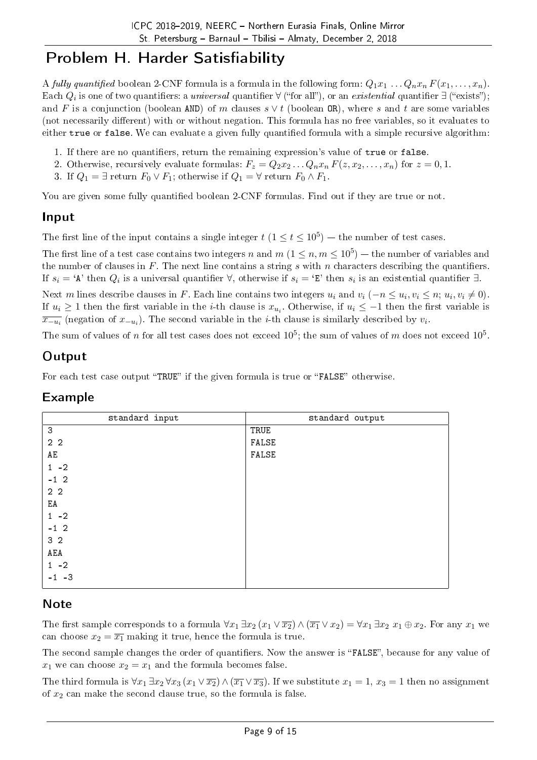# Problem H. Harder Satisfiability

A *fully quantified* boolean 2-CNF formula is a formula in the following form: $Q_1 x_1 \ldots Q_n x_n \, F(x_1, \ldots, x_n)$. Each $Q_i$ is one of two quantifiers: a *universal* quantifier $\forall$ ("for all"), or an *existential* quantifier $\exists$ ("exists"); and $F$ is a conjunction (boolean AND) of $m$ clauses $s \vee t$ (boolean OR), where $s$ and $t$ are some variables (not necessarily different) with or without negation. This formula has no free variables, so it evaluates to either true or false. We can evaluate a given fully quantified formula with a simple recursive algorithm:

1. If there are no quantifiers, return the remaining expression's value of true or false.
2. Otherwise, recursively evaluate formulas: $F_z = Q_2 x_2 \ldots Q_n x_n \, F(z, x_2, \ldots, x_n)$ for $z = 0, 1$.
3. If $Q_1 = \exists$ return $F_0 \vee F_1$; otherwise if $Q_1 = \forall$ return $F_0 \wedge F_1$.

You are given some fully quantified boolean 2-CNF formulas. Find out if they are true or not.

## Input

The first line of the input contains a single integer $t$ ($1 \le t \le 10^5$) — the number of test cases.

The first line of a test case contains two integers $n$ and $m$ ($1 \le n, m \le 10^5$) — the number of variables and the number of clauses in $F$. The next line contains a string $s$ with $n$ characters describing the quantifiers. If $s_i$ = 'A' then $Q_i$ is a universal quantifier $\forall$, otherwise if $s_i$ = 'E' then $s_i$ is an existential quantifier $\exists$.

Next $m$ lines describe clauses in $F$. Each line contains two integers $u_i$ and $v_i$ ($-n \le u_i, v_i \le n$; $u_i, v_i \ne 0$). If $u_i \ge 1$ then the first variable in the $i$-th clause is $x_{u_i}$. Otherwise, if $u_i \le -1$ then the first variable is $\overline{x_{-u_i}}$ (negation of $x_{-u_i}$). The second variable in the $i$-th clause is similarly described by $v_i$.

The sum of values of $n$ for all test cases does not exceed $10^5$; the sum of values of $m$ does not exceed $10^5$.

## Output

For each test case output "TRUE" if the given formula is true or "FALSE" otherwise.

## Example

| standard input | standard output |
|---|---|
| 3<br>2 2<br>AE<br>1 -2<br>-1 2<br>2 2<br>EA<br>1 -2<br>-1 2<br>3 2<br>AEA<br>1 -2<br>-1 -3 | TRUE<br>FALSE<br>FALSE |

## Note

The first sample corresponds to a formula $\forall x_1 \exists x_2 \, (x_1 \vee \overline{x_2}) \wedge (\overline{x_1} \vee x_2) = \forall x_1 \exists x_2 \, x_1 \oplus x_2$. For any $x_1$ we can choose $x_2 = \overline{x_1}$ making it true, hence the formula is true.

The second sample changes the order of quantifiers. Now the answer is "FALSE", because for any value of $x_1$ we can choose $x_2 = x_1$ and the formula becomes false.

The third formula is $\forall x_1 \exists x_2 \forall x_3 \, (x_1 \vee \overline{x_2}) \wedge (\overline{x_1} \vee \overline{x_3})$. If we substitute $x_1 = 1$, $x_3 = 1$ then no assignment of $x_2$ can make the second clause true, so the formula is false.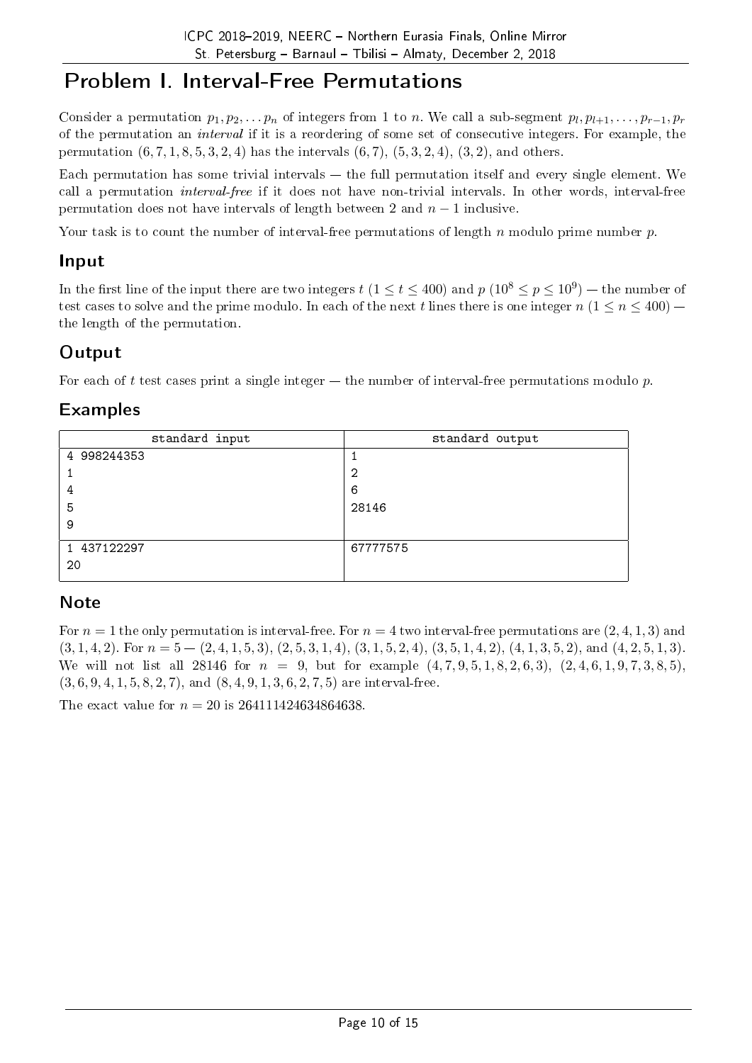# Problem I. Interval-Free Permutations

Consider a permutation $p_1, p_2, \ldots p_n$ of integers from 1 to $n$. We call a sub-segment $p_l, p_{l+1}, \ldots, p_{r-1}, p_r$ of the permutation an *interval* if it is a reordering of some set of consecutive integers. For example, the permutation $(6, 7, 1, 8, 5, 3, 2, 4)$ has the intervals $(6, 7)$, $(5, 3, 2, 4)$, $(3, 2)$, and others.

Each permutation has some trivial intervals — the full permutation itself and every single element. We call a permutation *interval-free* if it does not have non-trivial intervals. In other words, interval-free permutation does not have intervals of length between 2 and $n - 1$ inclusive.

Your task is to count the number of interval-free permutations of length $n$ modulo prime number $p$.

## Input

In the first line of the input there are two integers $t$ ($1 \le t \le 400$) and $p$ ($10^8 \le p \le 10^9$) — the number of test cases to solve and the prime modulo. In each of the next $t$ lines there is one integer $n$ ($1 \le n \le 400$) — the length of the permutation.

## Output

For each of $t$ test cases print a single integer — the number of interval-free permutations modulo $p$.

## Examples

| standard input | standard output |
|---|---|
| 4 998244353<br>1<br>4<br>5<br>9 | 1<br>2<br>6<br>28146 |
| 1 437122297<br>20 | 67777575 |

## Note

For $n = 1$ the only permutation is interval-free. For $n = 4$ two interval-free permutations are $(2, 4, 1, 3)$ and $(3, 1, 4, 2)$. For $n = 5$ — $(2, 4, 1, 5, 3)$, $(2, 5, 3, 1, 4)$, $(3, 1, 5, 2, 4)$, $(3, 5, 1, 4, 2)$, $(4, 1, 3, 5, 2)$, and $(4, 2, 5, 1, 3)$. We will not list all 28146 for $n = 9$, but for example $(4, 7, 9, 5, 1, 8, 2, 6, 3)$, $(2, 4, 6, 1, 9, 7, 3, 8, 5)$, $(3, 6, 9, 4, 1, 5, 8, 2, 7)$, and $(8, 4, 9, 1, 3, 6, 2, 7, 5)$ are interval-free.

The exact value for $n = 20$ is 264111424634864638.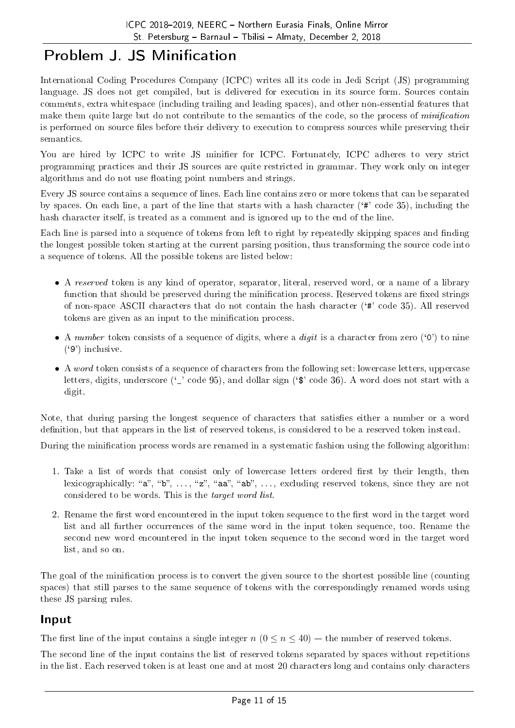# Problem J. JS Minification

International Coding Procedures Company (ICPC) writes all its code in Jedi Script (JS) programming language. JS does not get compiled, but is delivered for execution in its source form. Sources contain comments, extra whitespace (including trailing and leading spaces), and other non-essential features that make them quite large but do not contribute to the semantics of the code, so the process of *minification* is performed on source files before their delivery to execution to compress sources while preserving their semantics.

You are hired by ICPC to write JS minifier for ICPC. Fortunately, ICPC adheres to very strict programming practices and their JS sources are quite restricted in grammar. They work only on integer algorithms and do not use floating point numbers and strings.

Every JS source contains a sequence of lines. Each line contains zero or more tokens that can be separated by spaces. On each line, a part of the line that starts with a hash character ('#' code 35), including the hash character itself, is treated as a comment and is ignored up to the end of the line.

Each line is parsed into a sequence of tokens from left to right by repeatedly skipping spaces and finding the longest possible token starting at the current parsing position, thus transforming the source code into a sequence of tokens. All the possible tokens are listed below:

- A *reserved* token is any kind of operator, separator, literal, reserved word, or a name of a library function that should be preserved during the minification process. Reserved tokens are fixed strings of non-space ASCII characters that do not contain the hash character ('#' code 35). All reserved tokens are given as an input to the minification process.
- A *number* token consists of a sequence of digits, where a *digit* is a character from zero ('0') to nine ('9') inclusive.
- A *word* token consists of a sequence of characters from the following set: lowercase letters, uppercase letters, digits, underscore ('_' code 95), and dollar sign ('$' code 36). A word does not start with a digit.

Note, that during parsing the longest sequence of characters that satisfies either a number or a word definition, but that appears in the list of reserved tokens, is considered to be a reserved token instead.

During the minification process words are renamed in a systematic fashion using the following algorithm:

1. Take a list of words that consist only of lowercase letters ordered first by their length, then lexicographically: "a", "b", ..., "z", "aa", "ab", ..., excluding reserved tokens, since they are not considered to be words. This is the *target word list*.
2. Rename the first word encountered in the input token sequence to the first word in the target word list and all further occurrences of the same word in the input token sequence, too. Rename the second new word encountered in the input token sequence to the second word in the target word list, and so on.

The goal of the minification process is to convert the given source to the shortest possible line (counting spaces) that still parses to the same sequence of tokens with the correspondingly renamed words using these JS parsing rules.

## Input

The first line of the input contains a single integer $n$ ($0 \le n \le 40$) — the number of reserved tokens.

The second line of the input contains the list of reserved tokens separated by spaces without repetitions in the list. Each reserved token is at least one and at most 20 characters long and contains only characters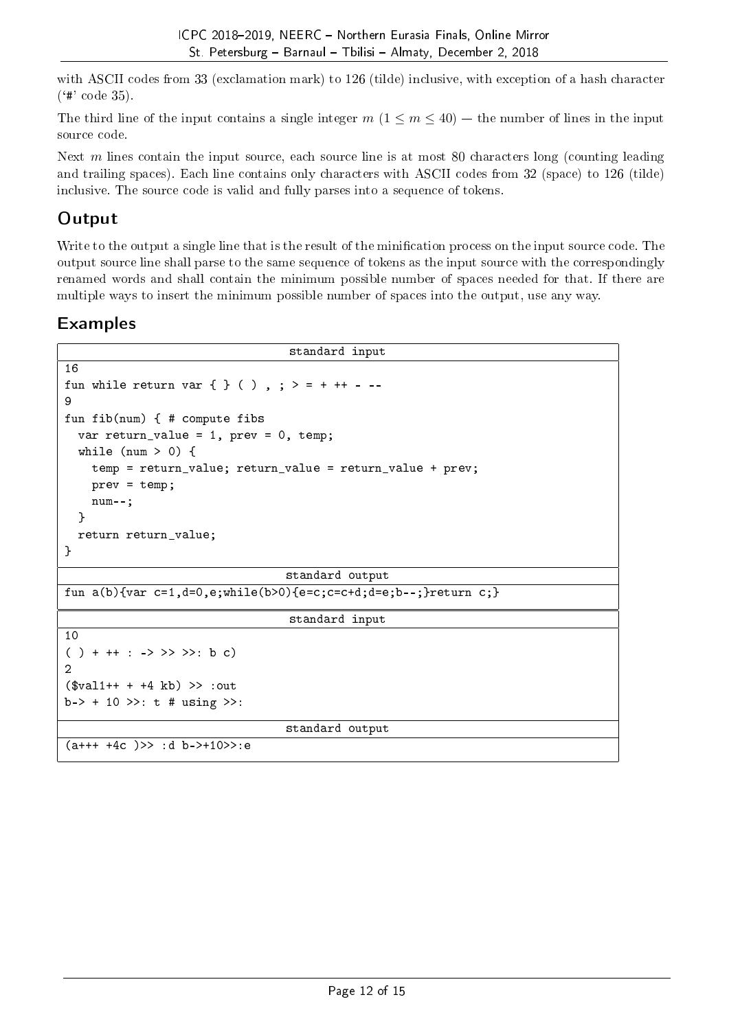with ASCII codes from 33 (exclamation mark) to 126 (tilde) inclusive, with exception of a hash character ('#' code 35).

The third line of the input contains a single integer $m$ ($1 \le m \le 40$) — the number of lines in the input source code.

Next $m$ lines contain the input source, each source line is at most 80 characters long (counting leading and trailing spaces). Each line contains only characters with ASCII codes from 32 (space) to 126 (tilde) inclusive. The source code is valid and fully parses into a sequence of tokens.

## Output

Write to the output a single line that is the result of the minification process on the input source code. The output source line shall parse to the same sequence of tokens as the input source with the correspondingly renamed words and shall contain the minimum possible number of spaces needed for that. If there are multiple ways to insert the minimum possible number of spaces into the output, use any way.

## Examples

**standard input**

```
16
fun while return var { } ( ) , ; > = + ++ - --
9
fun fib(num) { # compute fibs
  var return_value = 1, prev = 0, temp;
  while (num > 0) {
    temp = return_value; return_value = return_value + prev;
    prev = temp;
    num--;
  }
  return return_value;
}
```

**standard output**

```
fun a(b){var c=1,d=0,e;while(b>0){e=c;c=c+d;d=e;b--;}return c;}
```

**standard input**

```
10
( ) + ++ : -> >> >>: b c)
2
($val1++ + +4 kb) >> :out
b-> + 10 >>: t # using >>:
```

**standard output**

```
(a+++ +4c )>> :d b->+10>>:e
```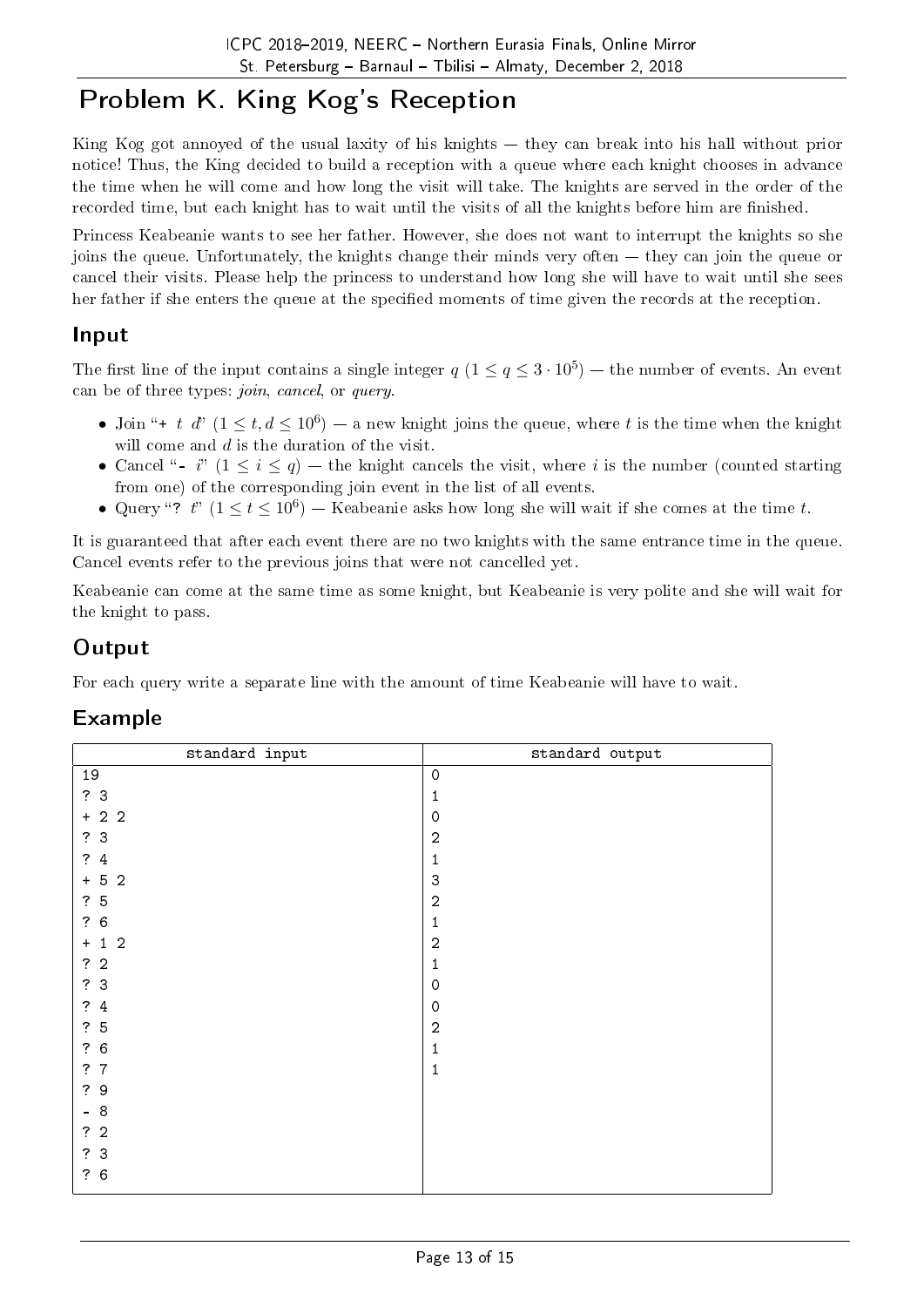# Problem K. King Kog's Reception

King Kog got annoyed of the usual laxity of his knights — they can break into his hall without prior notice! Thus, the King decided to build a reception with a queue where each knight chooses in advance the time when he will come and how long the visit will take. The knights are served in the order of the recorded time, but each knight has to wait until the visits of all the knights before him are finished.

Princess Keabeanie wants to see her father. However, she does not want to interrupt the knights so she joins the queue. Unfortunately, the knights change their minds very often — they can join the queue or cancel their visits. Please help the princess to understand how long she will have to wait until she sees her father if she enters the queue at the specified moments of time given the records at the reception.

## Input

The first line of the input contains a single integer $q$ ($1 \le q \le 3 \cdot 10^5$) — the number of events. An event can be of three types: *join*, *cancel*, or *query*.

- Join "`+` $t$ $d$" ($1 \le t, d \le 10^6$) — a new knight joins the queue, where $t$ is the time when the knight will come and $d$ is the duration of the visit.
- Cancel "`-` $i$" ($1 \le i \le q$) — the knight cancels the visit, where $i$ is the number (counted starting from one) of the corresponding join event in the list of all events.
- Query "`?` $t$" ($1 \le t \le 10^6$) — Keabeanie asks how long she will wait if she comes at the time $t$.

It is guaranteed that after each event there are no two knights with the same entrance time in the queue. Cancel events refer to the previous joins that were not cancelled yet.

Keabeanie can come at the same time as some knight, but Keabeanie is very polite and she will wait for the knight to pass.

## Output

For each query write a separate line with the amount of time Keabeanie will have to wait.

## Example

| standard input | standard output |
|---|---|
| 19<br>? 3<br>+ 2 2<br>? 3<br>? 4<br>+ 5 2<br>? 5<br>? 6<br>+ 1 2<br>? 2<br>? 3<br>? 4<br>? 5<br>? 6<br>? 7<br>? 9<br>- 8<br>? 2<br>? 3<br>? 6 | 0<br>1<br>0<br>2<br>1<br>3<br>2<br>1<br>2<br>1<br>0<br>0<br>2<br>1<br>1 |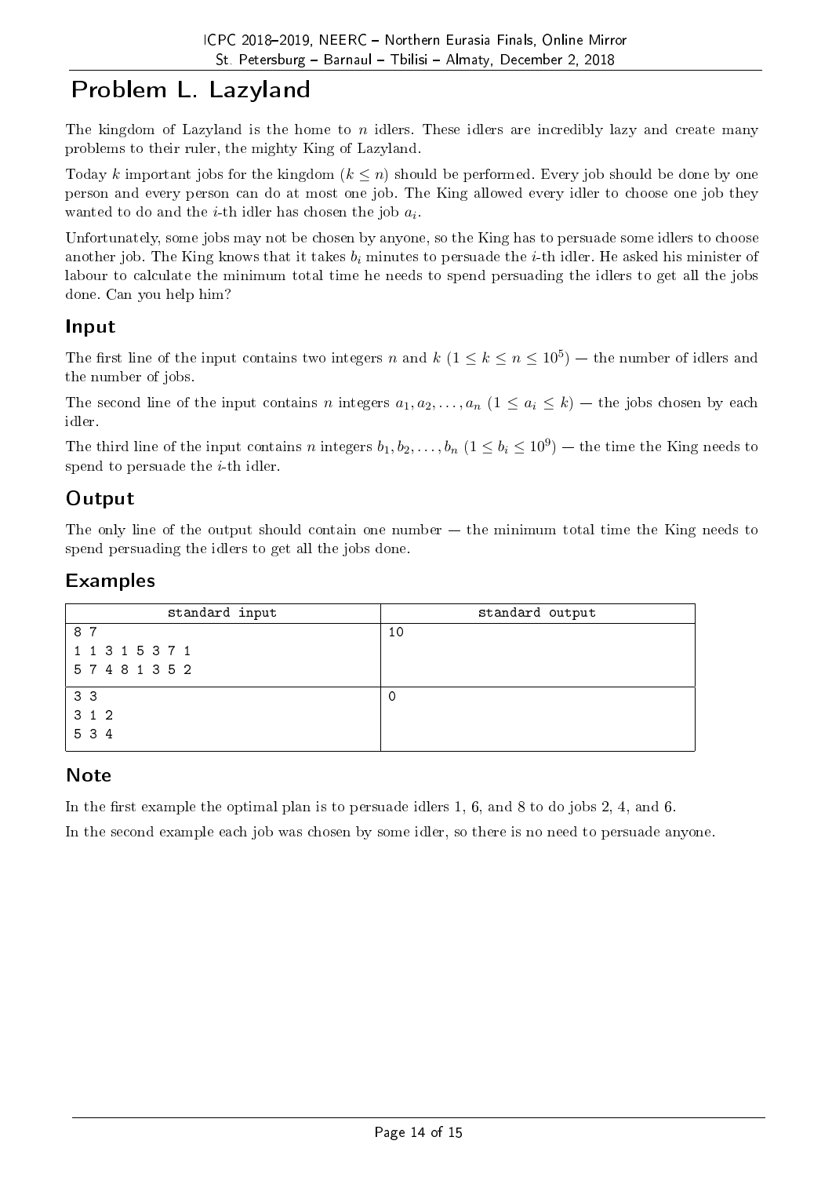# Problem L. Lazyland

The kingdom of Lazyland is the home to $n$ idlers. These idlers are incredibly lazy and create many problems to their ruler, the mighty King of Lazyland.

Today $k$ important jobs for the kingdom ($k \le n$) should be performed. Every job should be done by one person and every person can do at most one job. The King allowed every idler to choose one job they wanted to do and the $i$-th idler has chosen the job $a_i$.

Unfortunately, some jobs may not be chosen by anyone, so the King has to persuade some idlers to choose another job. The King knows that it takes $b_i$ minutes to persuade the $i$-th idler. He asked his minister of labour to calculate the minimum total time he needs to spend persuading the idlers to get all the jobs done. Can you help him?

## Input

The first line of the input contains two integers $n$ and $k$ ($1 \le k \le n \le 10^5$) — the number of idlers and the number of jobs.

The second line of the input contains $n$ integers $a_1, a_2, \ldots, a_n$ ($1 \le a_i \le k$) — the jobs chosen by each idler.

The third line of the input contains $n$ integers $b_1, b_2, \ldots, b_n$ ($1 \le b_i \le 10^9$) — the time the King needs to spend to persuade the $i$-th idler.

## Output

The only line of the output should contain one number — the minimum total time the King needs to spend persuading the idlers to get all the jobs done.

## Examples

| standard input | standard output |
|---|---|
| 8 7<br>1 1 3 1 5 3 7 1<br>5 7 4 8 1 3 5 2 | 10 |
| 3 3<br>3 1 2<br>5 3 4 | 0 |

## Note

In the first example the optimal plan is to persuade idlers 1, 6, and 8 to do jobs 2, 4, and 6.

In the second example each job was chosen by some idler, so there is no need to persuade anyone.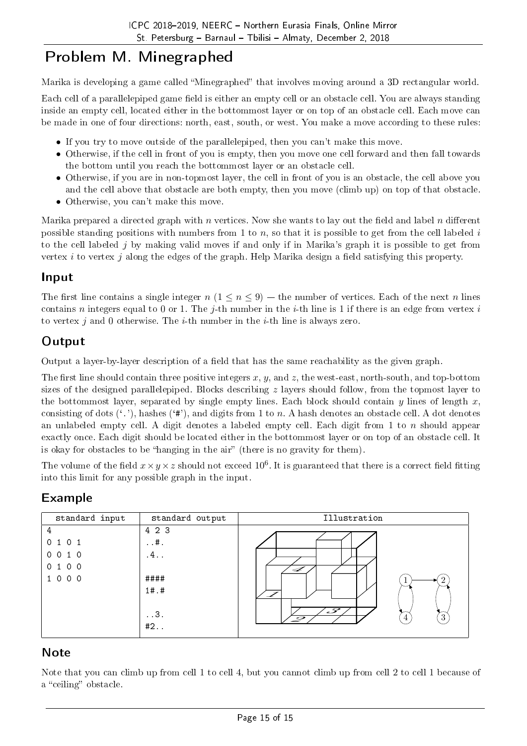# Problem M. Minegraphed

Marika is developing a game called "Minegraphed" that involves moving around a 3D rectangular world.

Each cell of a parallelepiped game field is either an empty cell or an obstacle cell. You are always standing inside an empty cell, located either in the bottommost layer or on top of an obstacle cell. Each move can be made in one of four directions: north, east, south, or west. You make a move according to these rules:

- If you try to move outside of the parallelepiped, then you can't make this move.
- Otherwise, if the cell in front of you is empty, then you move one cell forward and then fall towards the bottom until you reach the bottommost layer or an obstacle cell.
- Otherwise, if you are in non-topmost layer, the cell in front of you is an obstacle, the cell above you and the cell above that obstacle are both empty, then you move (climb up) on top of that obstacle.
- Otherwise, you can't make this move.

Marika prepared a directed graph with $n$ vertices. Now she wants to lay out the field and label $n$ different possible standing positions with numbers from 1 to $n$, so that it is possible to get from the cell labeled $i$ to the cell labeled $j$ by making valid moves if and only if in Marika's graph it is possible to get from vertex $i$ to vertex $j$ along the edges of the graph. Help Marika design a field satisfying this property.

## Input

The first line contains a single integer $n$ ($1 \le n \le 9$) — the number of vertices. Each of the next $n$ lines contains $n$ integers equal to 0 or 1. The $j$-th number in the $i$-th line is 1 if there is an edge from vertex $i$ to vertex $j$ and 0 otherwise. The $i$-th number in the $i$-th line is always zero.

## Output

Output a layer-by-layer description of a field that has the same reachability as the given graph.

The first line should contain three positive integers $x$, $y$, and $z$, the west-east, north-south, and top-bottom sizes of the designed parallelepiped. Blocks describing $z$ layers should follow, from the topmost layer to the bottommost layer, separated by single empty lines. Each block should contain $y$ lines of length $x$, consisting of dots ('.'), hashes ('#'), and digits from 1 to $n$. A hash denotes an obstacle cell. A dot denotes an unlabeled empty cell. A digit denotes a labeled empty cell. Each digit from 1 to $n$ should appear exactly once. Each digit should be located either in the bottommost layer or on top of an obstacle cell. It is okay for obstacles to be "hanging in the air" (there is no gravity for them).

The volume of the field $x \times y \times z$ should not exceed $10^6$. It is guaranteed that there is a correct field fitting into this limit for any possible graph in the input.

## Example

| standard input | standard output | Illustration |
|---|---|---|
| 4<br>0 1 0 1<br>0 0 1 0<br>0 1 0 0<br>1 0 0 0 | 4 2 3<br>..#.<br>.4..<br><br>####<br>1#.#<br><br>..3.<br>#2.. | |

## Note

Note that you can climb up from cell 1 to cell 4, but you cannot climb up from cell 2 to cell 1 because of a "ceiling" obstacle.